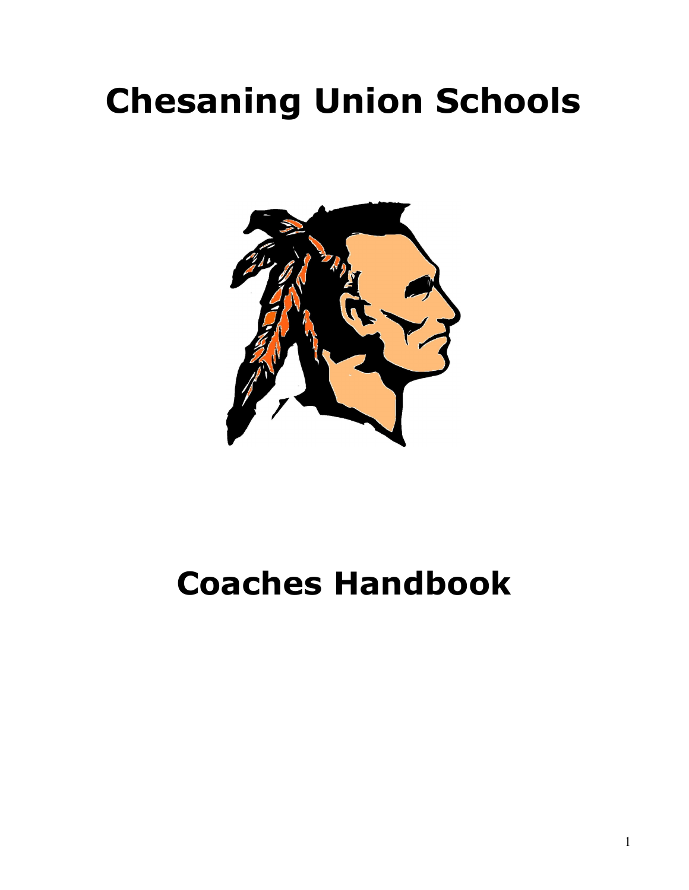# Chesaning Union Schools

# Coaches Handbook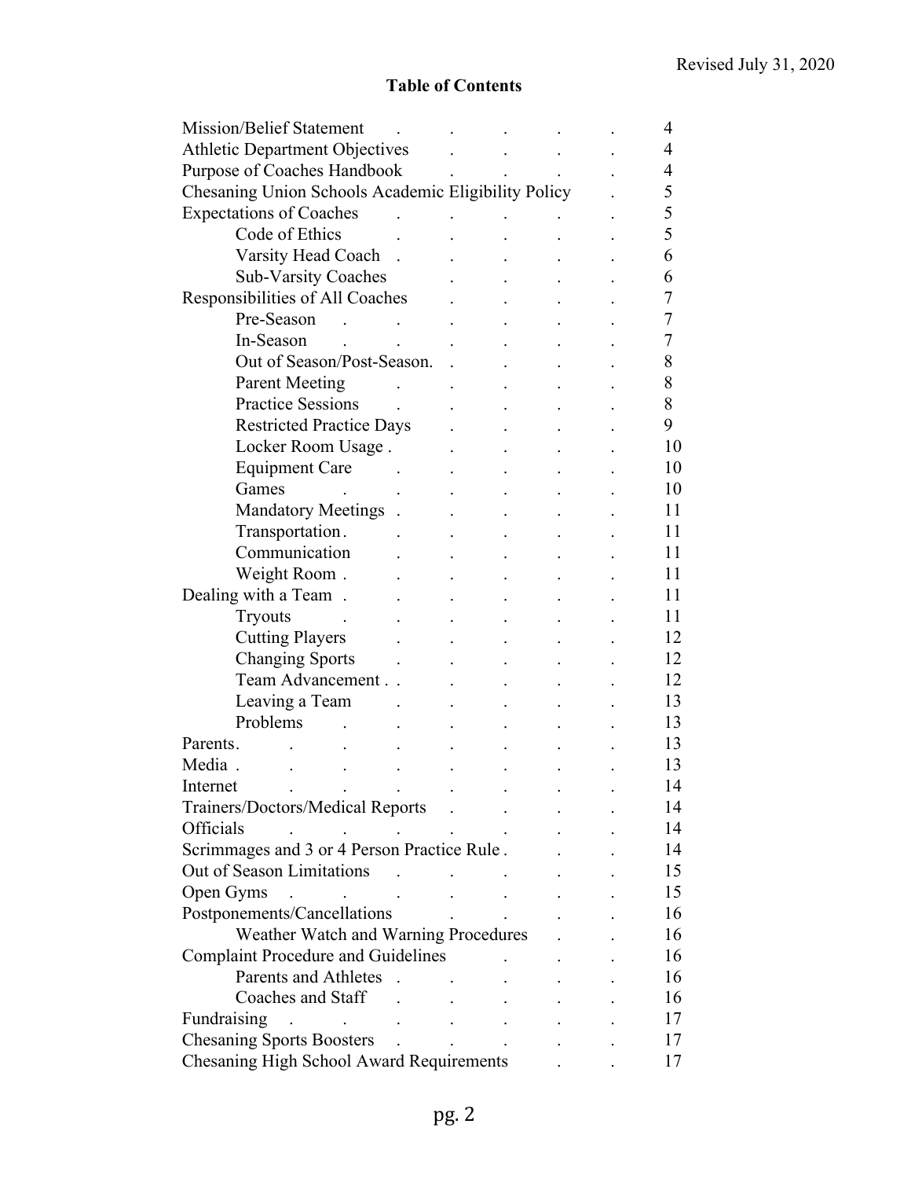Revised July 31, 2020

## Table of Contents

| Section | Page |
|---|---|
| Mission/Belief Statement | 4 |
| Athletic Department Objectives | 4 |
| Purpose of Coaches Handbook | 4 |
| Chesaning Union Schools Academic Eligibility Policy | 5 |
| Expectations of Coaches | 5 |
| Code of Ethics | 5 |
| Varsity Head Coach | 6 |
| Sub-Varsity Coaches | 6 |
| Responsibilities of All Coaches | 7 |
| Pre-Season | 7 |
| In-Season | 7 |
| Out of Season/Post-Season | 8 |
| Parent Meeting | 8 |
| Practice Sessions | 8 |
| Restricted Practice Days | 9 |
| Locker Room Usage | 10 |
| Equipment Care | 10 |
| Games | 10 |
| Mandatory Meetings | 11 |
| Transportation | 11 |
| Communication | 11 |
| Weight Room | 11 |
| Dealing with a Team | 11 |
| Tryouts | 11 |
| Cutting Players | 12 |
| Changing Sports | 12 |
| Team Advancement | 12 |
| Leaving a Team | 13 |
| Problems | 13 |
| Parents | 13 |
| Media | 13 |
| Internet | 14 |
| Trainers/Doctors/Medical Reports | 14 |
| Officials | 14 |
| Scrimmages and 3 or 4 Person Practice Rule | 14 |
| Out of Season Limitations | 15 |
| Open Gyms | 15 |
| Postponements/Cancellations | 16 |
| Weather Watch and Warning Procedures | 16 |
| Complaint Procedure and Guidelines | 16 |
| Parents and Athletes | 16 |
| Coaches and Staff | 16 |
| Fundraising | 17 |
| Chesaning Sports Boosters | 17 |
| Chesaning High School Award Requirements | 17 |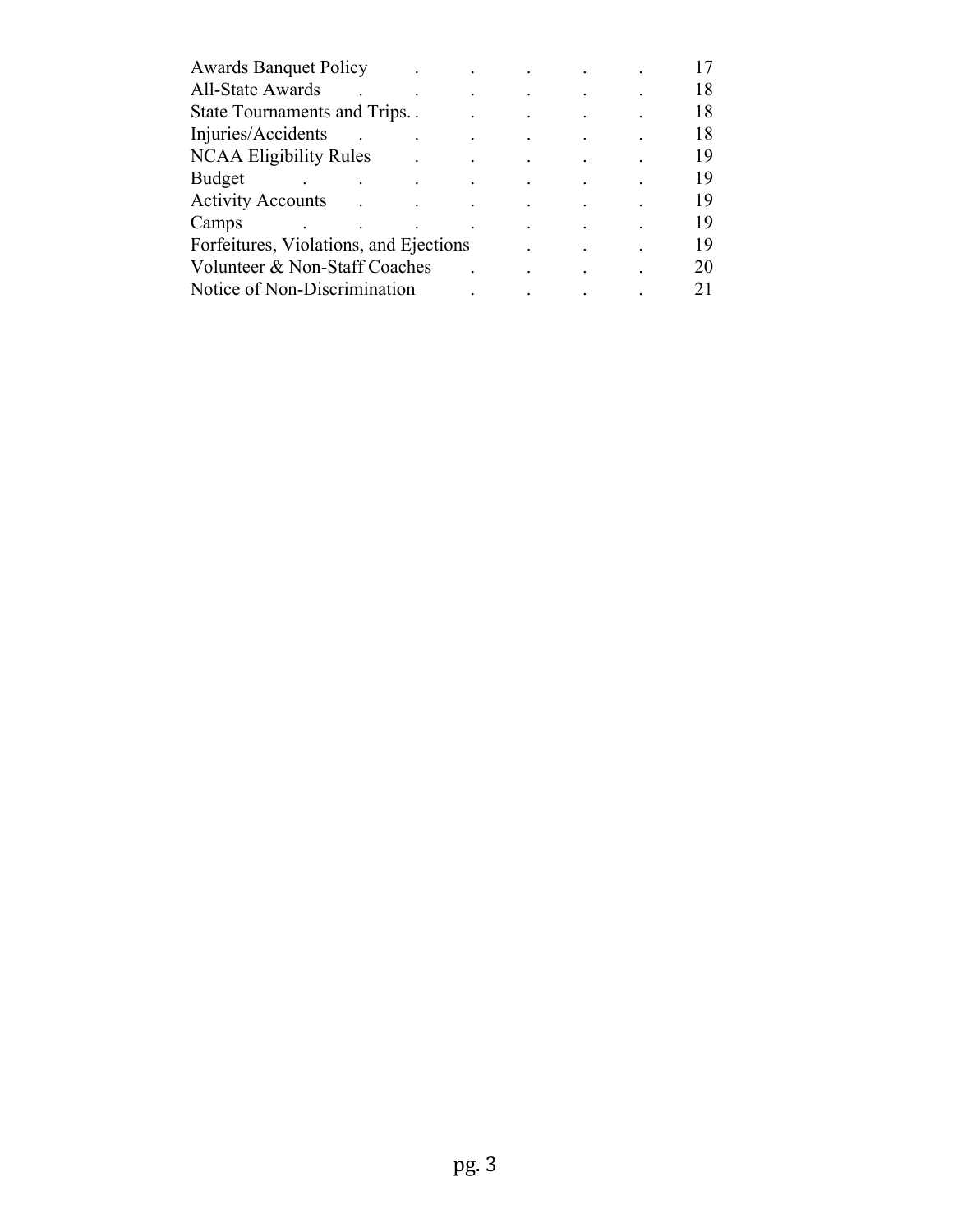| | |
|---|---|
| Awards Banquet Policy | 17 |
| All-State Awards | 18 |
| State Tournaments and Trips. . | 18 |
| Injuries/Accidents | 18 |
| NCAA Eligibility Rules | 19 |
| Budget | 19 |
| Activity Accounts | 19 |
| Camps | 19 |
| Forfeitures, Violations, and Ejections | 19 |
| Volunteer & Non-Staff Coaches | 20 |
| Notice of Non-Discrimination | 21 |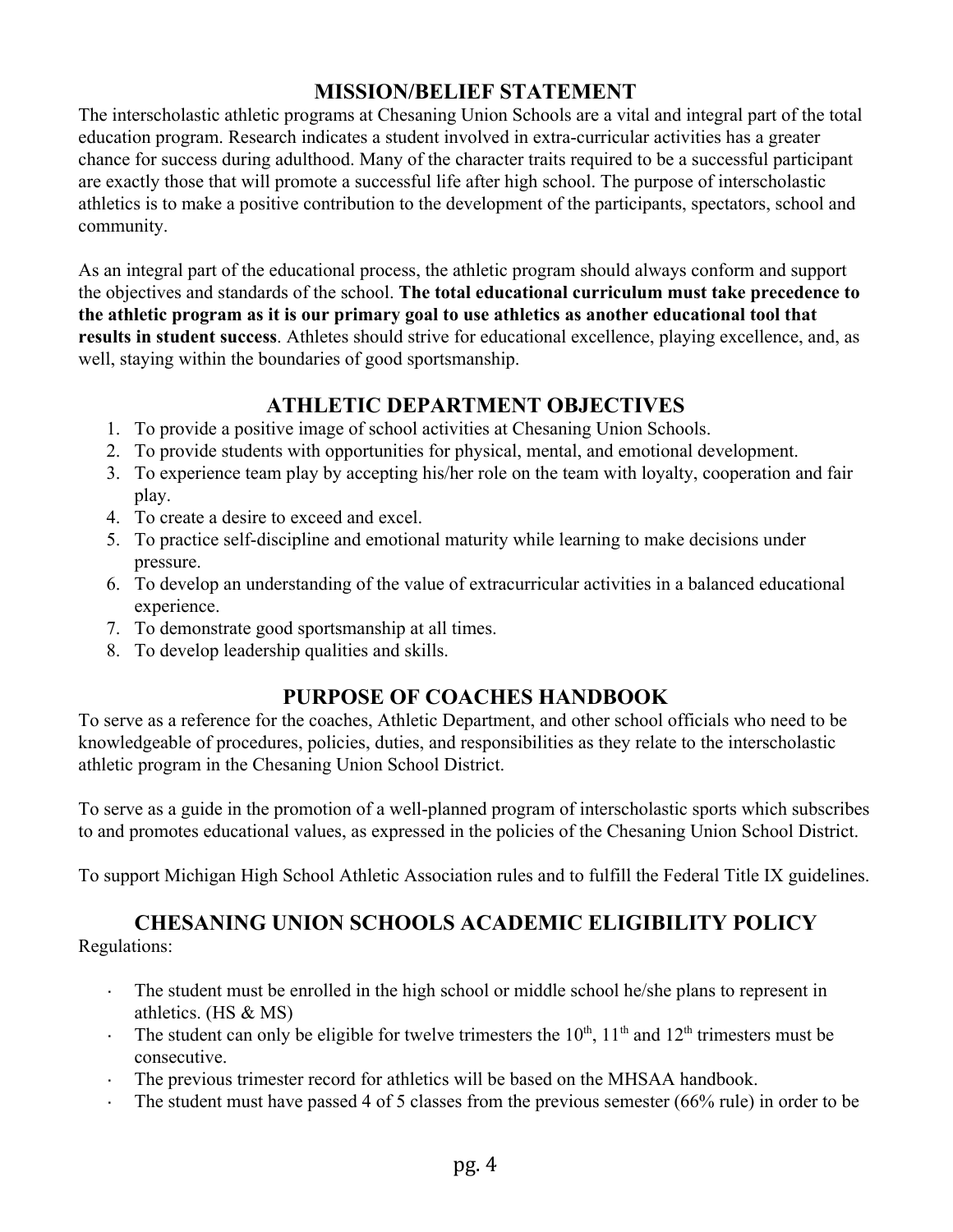## MISSION/BELIEF STATEMENT

The interscholastic athletic programs at Chesaning Union Schools are a vital and integral part of the total education program. Research indicates a student involved in extra-curricular activities has a greater chance for success during adulthood. Many of the character traits required to be a successful participant are exactly those that will promote a successful life after high school. The purpose of interscholastic athletics is to make a positive contribution to the development of the participants, spectators, school and community.

As an integral part of the educational process, the athletic program should always conform and support the objectives and standards of the school. **The total educational curriculum must take precedence to the athletic program as it is our primary goal to use athletics as another educational tool that results in student success**. Athletes should strive for educational excellence, playing excellence, and, as well, staying within the boundaries of good sportsmanship.

## ATHLETIC DEPARTMENT OBJECTIVES

1. To provide a positive image of school activities at Chesaning Union Schools.
2. To provide students with opportunities for physical, mental, and emotional development.
3. To experience team play by accepting his/her role on the team with loyalty, cooperation and fair play.
4. To create a desire to exceed and excel.
5. To practice self-discipline and emotional maturity while learning to make decisions under pressure.
6. To develop an understanding of the value of extracurricular activities in a balanced educational experience.
7. To demonstrate good sportsmanship at all times.
8. To develop leadership qualities and skills.

## PURPOSE OF COACHES HANDBOOK

To serve as a reference for the coaches, Athletic Department, and other school officials who need to be knowledgeable of procedures, policies, duties, and responsibilities as they relate to the interscholastic athletic program in the Chesaning Union School District.

To serve as a guide in the promotion of a well-planned program of interscholastic sports which subscribes to and promotes educational values, as expressed in the policies of the Chesaning Union School District.

To support Michigan High School Athletic Association rules and to fulfill the Federal Title IX guidelines.

## CHESANING UNION SCHOOLS ACADEMIC ELIGIBILITY POLICY

Regulations:

- The student must be enrolled in the high school or middle school he/she plans to represent in athletics. (HS & MS)
- The student can only be eligible for twelve trimesters the 10th, 11th and 12th trimesters must be consecutive.
- The previous trimester record for athletics will be based on the MHSAA handbook.
- The student must have passed 4 of 5 classes from the previous semester (66% rule) in order to be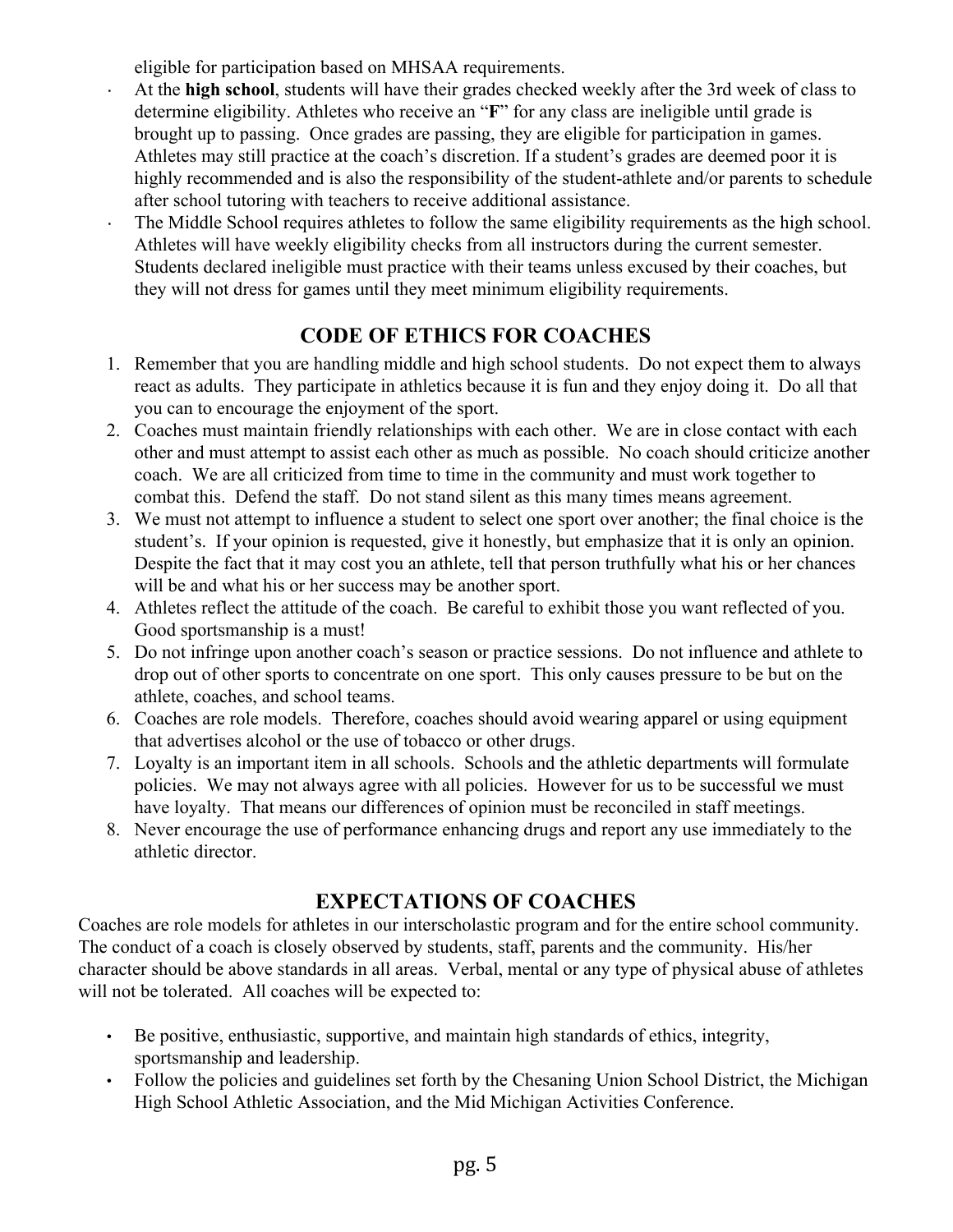eligible for participation based on MHSAA requirements.

- At the **high school**, students will have their grades checked weekly after the 3rd week of class to determine eligibility. Athletes who receive an "**F**" for any class are ineligible until grade is brought up to passing. Once grades are passing, they are eligible for participation in games. Athletes may still practice at the coach's discretion. If a student's grades are deemed poor it is highly recommended and is also the responsibility of the student-athlete and/or parents to schedule after school tutoring with teachers to receive additional assistance.
- The Middle School requires athletes to follow the same eligibility requirements as the high school. Athletes will have weekly eligibility checks from all instructors during the current semester. Students declared ineligible must practice with their teams unless excused by their coaches, but they will not dress for games until they meet minimum eligibility requirements.

## CODE OF ETHICS FOR COACHES

1. Remember that you are handling middle and high school students. Do not expect them to always react as adults. They participate in athletics because it is fun and they enjoy doing it. Do all that you can to encourage the enjoyment of the sport.
2. Coaches must maintain friendly relationships with each other. We are in close contact with each other and must attempt to assist each other as much as possible. No coach should criticize another coach. We are all criticized from time to time in the community and must work together to combat this. Defend the staff. Do not stand silent as this many times means agreement.
3. We must not attempt to influence a student to select one sport over another; the final choice is the student's. If your opinion is requested, give it honestly, but emphasize that it is only an opinion. Despite the fact that it may cost you an athlete, tell that person truthfully what his or her chances will be and what his or her success may be another sport.
4. Athletes reflect the attitude of the coach. Be careful to exhibit those you want reflected of you. Good sportsmanship is a must!
5. Do not infringe upon another coach's season or practice sessions. Do not influence and athlete to drop out of other sports to concentrate on one sport. This only causes pressure to be but on the athlete, coaches, and school teams.
6. Coaches are role models. Therefore, coaches should avoid wearing apparel or using equipment that advertises alcohol or the use of tobacco or other drugs.
7. Loyalty is an important item in all schools. Schools and the athletic departments will formulate policies. We may not always agree with all policies. However for us to be successful we must have loyalty. That means our differences of opinion must be reconciled in staff meetings.
8. Never encourage the use of performance enhancing drugs and report any use immediately to the athletic director.

## EXPECTATIONS OF COACHES

Coaches are role models for athletes in our interscholastic program and for the entire school community. The conduct of a coach is closely observed by students, staff, parents and the community. His/her character should be above standards in all areas. Verbal, mental or any type of physical abuse of athletes will not be tolerated. All coaches will be expected to:

- Be positive, enthusiastic, supportive, and maintain high standards of ethics, integrity, sportsmanship and leadership.
- Follow the policies and guidelines set forth by the Chesaning Union School District, the Michigan High School Athletic Association, and the Mid Michigan Activities Conference.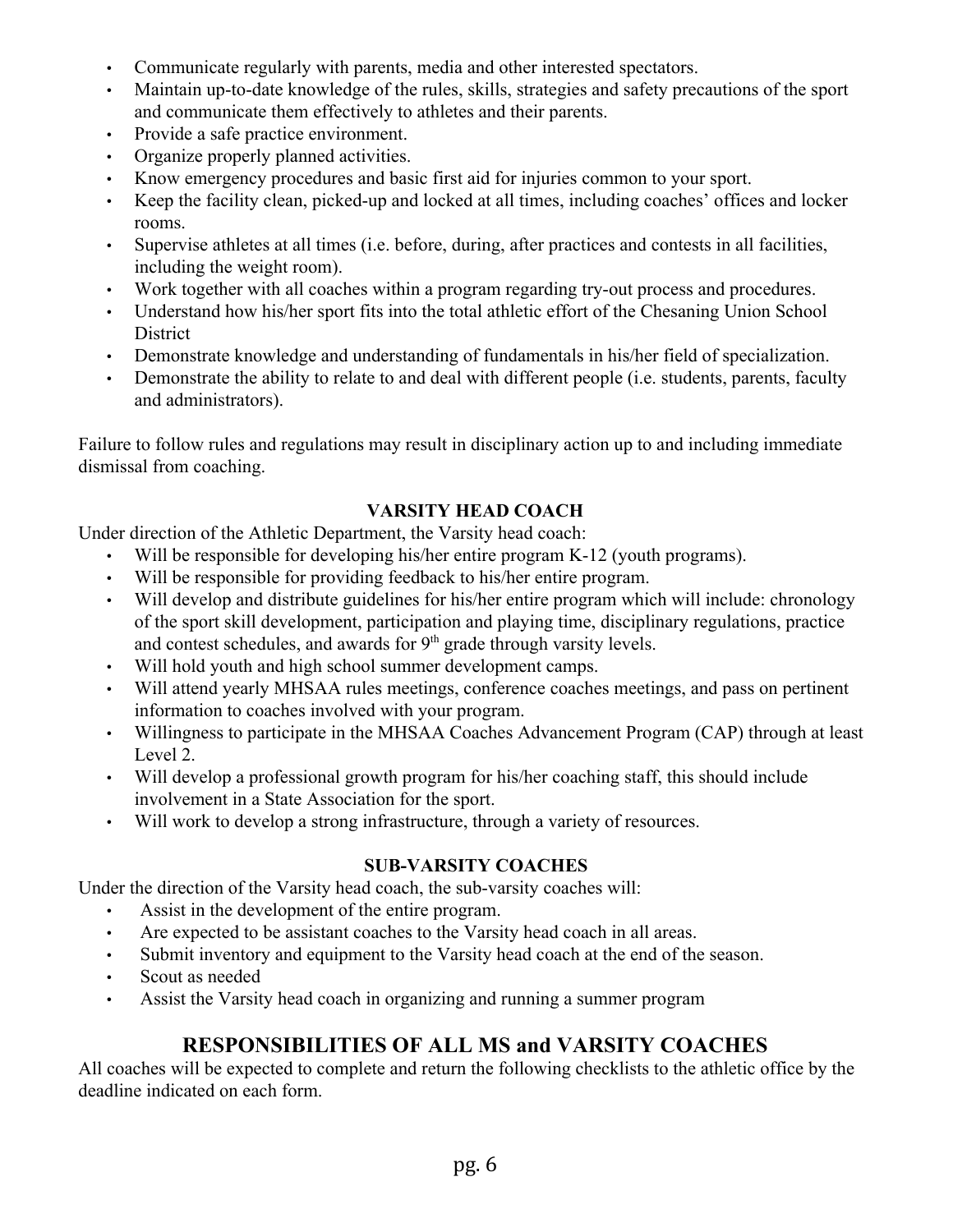- Communicate regularly with parents, media and other interested spectators.
- Maintain up-to-date knowledge of the rules, skills, strategies and safety precautions of the sport and communicate them effectively to athletes and their parents.
- Provide a safe practice environment.
- Organize properly planned activities.
- Know emergency procedures and basic first aid for injuries common to your sport.
- Keep the facility clean, picked-up and locked at all times, including coaches' offices and locker rooms.
- Supervise athletes at all times (i.e. before, during, after practices and contests in all facilities, including the weight room).
- Work together with all coaches within a program regarding try-out process and procedures.
- Understand how his/her sport fits into the total athletic effort of the Chesaning Union School District
- Demonstrate knowledge and understanding of fundamentals in his/her field of specialization.
- Demonstrate the ability to relate to and deal with different people (i.e. students, parents, faculty and administrators).

Failure to follow rules and regulations may result in disciplinary action up to and including immediate dismissal from coaching.

### VARSITY HEAD COACH

Under direction of the Athletic Department, the Varsity head coach:

- Will be responsible for developing his/her entire program K-12 (youth programs).
- Will be responsible for providing feedback to his/her entire program.
- Will develop and distribute guidelines for his/her entire program which will include: chronology of the sport skill development, participation and playing time, disciplinary regulations, practice and contest schedules, and awards for 9th grade through varsity levels.
- Will hold youth and high school summer development camps.
- Will attend yearly MHSAA rules meetings, conference coaches meetings, and pass on pertinent information to coaches involved with your program.
- Willingness to participate in the MHSAA Coaches Advancement Program (CAP) through at least Level 2.
- Will develop a professional growth program for his/her coaching staff, this should include involvement in a State Association for the sport.
- Will work to develop a strong infrastructure, through a variety of resources.

### SUB-VARSITY COACHES

Under the direction of the Varsity head coach, the sub-varsity coaches will:

- Assist in the development of the entire program.
- Are expected to be assistant coaches to the Varsity head coach in all areas.
- Submit inventory and equipment to the Varsity head coach at the end of the season.
- Scout as needed
- Assist the Varsity head coach in organizing and running a summer program

## RESPONSIBILITIES OF ALL MS and VARSITY COACHES

All coaches will be expected to complete and return the following checklists to the athletic office by the deadline indicated on each form.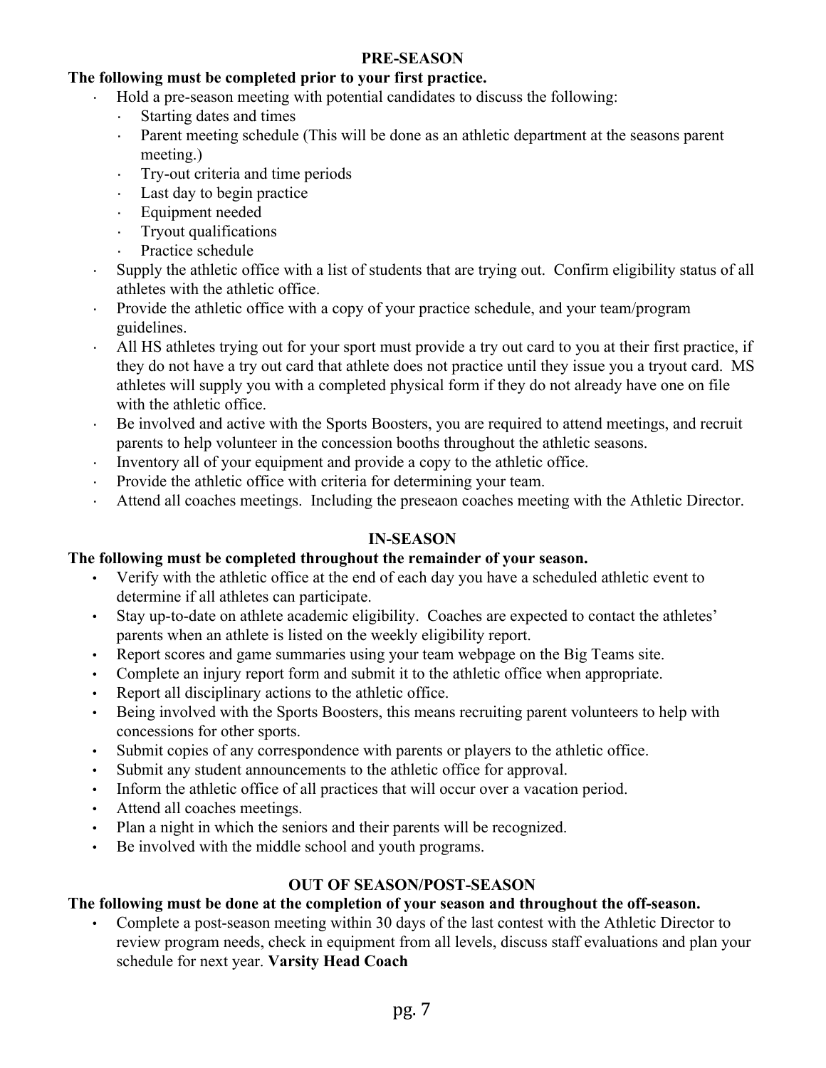## PRE-SEASON

**The following must be completed prior to your first practice.**

- Hold a pre-season meeting with potential candidates to discuss the following:
  - Starting dates and times
  - Parent meeting schedule (This will be done as an athletic department at the seasons parent meeting.)
  - Try-out criteria and time periods
  - Last day to begin practice
  - Equipment needed
  - Tryout qualifications
  - Practice schedule
- Supply the athletic office with a list of students that are trying out. Confirm eligibility status of all athletes with the athletic office.
- Provide the athletic office with a copy of your practice schedule, and your team/program guidelines.
- All HS athletes trying out for your sport must provide a try out card to you at their first practice, if they do not have a try out card that athlete does not practice until they issue you a tryout card. MS athletes will supply you with a completed physical form if they do not already have one on file with the athletic office.
- Be involved and active with the Sports Boosters, you are required to attend meetings, and recruit parents to help volunteer in the concession booths throughout the athletic seasons.
- Inventory all of your equipment and provide a copy to the athletic office.
- Provide the athletic office with criteria for determining your team.
- Attend all coaches meetings. Including the preseaon coaches meeting with the Athletic Director.

## IN-SEASON

**The following must be completed throughout the remainder of your season.**

- Verify with the athletic office at the end of each day you have a scheduled athletic event to determine if all athletes can participate.
- Stay up-to-date on athlete academic eligibility. Coaches are expected to contact the athletes' parents when an athlete is listed on the weekly eligibility report.
- Report scores and game summaries using your team webpage on the Big Teams site.
- Complete an injury report form and submit it to the athletic office when appropriate.
- Report all disciplinary actions to the athletic office.
- Being involved with the Sports Boosters, this means recruiting parent volunteers to help with concessions for other sports.
- Submit copies of any correspondence with parents or players to the athletic office.
- Submit any student announcements to the athletic office for approval.
- Inform the athletic office of all practices that will occur over a vacation period.
- Attend all coaches meetings.
- Plan a night in which the seniors and their parents will be recognized.
- Be involved with the middle school and youth programs.

## OUT OF SEASON/POST-SEASON

**The following must be done at the completion of your season and throughout the off-season.**

- Complete a post-season meeting within 30 days of the last contest with the Athletic Director to review program needs, check in equipment from all levels, discuss staff evaluations and plan your schedule for next year. **Varsity Head Coach**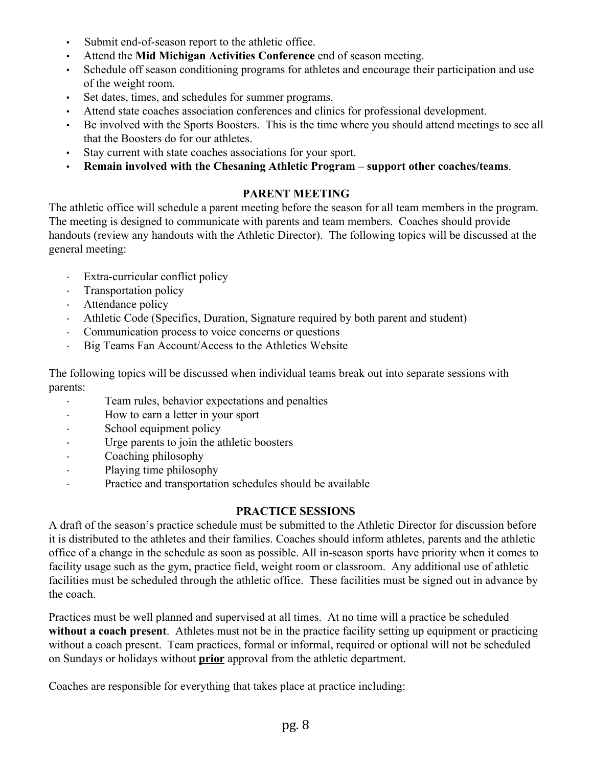- Submit end-of-season report to the athletic office.
- Attend the **Mid Michigan Activities Conference** end of season meeting.
- Schedule off season conditioning programs for athletes and encourage their participation and use of the weight room.
- Set dates, times, and schedules for summer programs.
- Attend state coaches association conferences and clinics for professional development.
- Be involved with the Sports Boosters. This is the time where you should attend meetings to see all that the Boosters do for our athletes.
- Stay current with state coaches associations for your sport.
- **Remain involved with the Chesaning Athletic Program – support other coaches/teams**.

## PARENT MEETING

The athletic office will schedule a parent meeting before the season for all team members in the program. The meeting is designed to communicate with parents and team members. Coaches should provide handouts (review any handouts with the Athletic Director). The following topics will be discussed at the general meeting:

- Extra-curricular conflict policy
- Transportation policy
- Attendance policy
- Athletic Code (Specifics, Duration, Signature required by both parent and student)
- Communication process to voice concerns or questions
- Big Teams Fan Account/Access to the Athletics Website

The following topics will be discussed when individual teams break out into separate sessions with parents:

- Team rules, behavior expectations and penalties
- How to earn a letter in your sport
- School equipment policy
- Urge parents to join the athletic boosters
- Coaching philosophy
- Playing time philosophy
- Practice and transportation schedules should be available

## PRACTICE SESSIONS

A draft of the season's practice schedule must be submitted to the Athletic Director for discussion before it is distributed to the athletes and their families. Coaches should inform athletes, parents and the athletic office of a change in the schedule as soon as possible. All in-season sports have priority when it comes to facility usage such as the gym, practice field, weight room or classroom. Any additional use of athletic facilities must be scheduled through the athletic office. These facilities must be signed out in advance by the coach.

Practices must be well planned and supervised at all times. At no time will a practice be scheduled **without a coach present**. Athletes must not be in the practice facility setting up equipment or practicing without a coach present. Team practices, formal or informal, required or optional will not be scheduled on Sundays or holidays without **<u>prior</u>** approval from the athletic department.

Coaches are responsible for everything that takes place at practice including: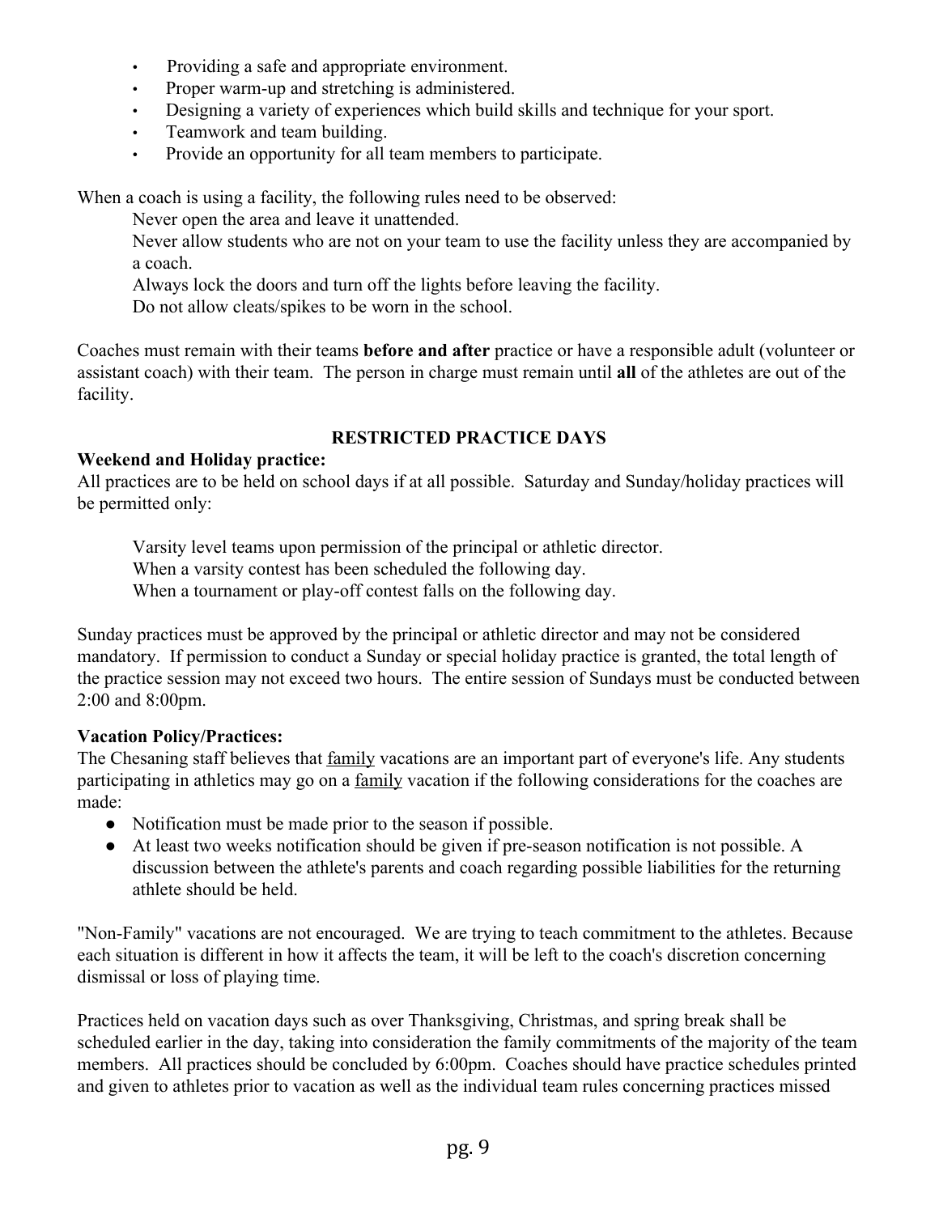- Providing a safe and appropriate environment.
- Proper warm-up and stretching is administered.
- Designing a variety of experiences which build skills and technique for your sport.
- Teamwork and team building.
- Provide an opportunity for all team members to participate.

When a coach is using a facility, the following rules need to be observed:

Never open the area and leave it unattended.
Never allow students who are not on your team to use the facility unless they are accompanied by a coach.
Always lock the doors and turn off the lights before leaving the facility.
Do not allow cleats/spikes to be worn in the school.

Coaches must remain with their teams **before and after** practice or have a responsible adult (volunteer or assistant coach) with their team. The person in charge must remain until **all** of the athletes are out of the facility.

## RESTRICTED PRACTICE DAYS

**Weekend and Holiday practice:**
All practices are to be held on school days if at all possible. Saturday and Sunday/holiday practices will be permitted only:

Varsity level teams upon permission of the principal or athletic director.
When a varsity contest has been scheduled the following day.
When a tournament or play-off contest falls on the following day.

Sunday practices must be approved by the principal or athletic director and may not be considered mandatory. If permission to conduct a Sunday or special holiday practice is granted, the total length of the practice session may not exceed two hours. The entire session of Sundays must be conducted between 2:00 and 8:00pm.

**Vacation Policy/Practices:**
The Chesaning staff believes that family vacations are an important part of everyone's life. Any students participating in athletics may go on a family vacation if the following considerations for the coaches are made:

- Notification must be made prior to the season if possible.
- At least two weeks notification should be given if pre-season notification is not possible. A discussion between the athlete's parents and coach regarding possible liabilities for the returning athlete should be held.

"Non-Family" vacations are not encouraged. We are trying to teach commitment to the athletes. Because each situation is different in how it affects the team, it will be left to the coach's discretion concerning dismissal or loss of playing time.

Practices held on vacation days such as over Thanksgiving, Christmas, and spring break shall be scheduled earlier in the day, taking into consideration the family commitments of the majority of the team members. All practices should be concluded by 6:00pm. Coaches should have practice schedules printed and given to athletes prior to vacation as well as the individual team rules concerning practices missed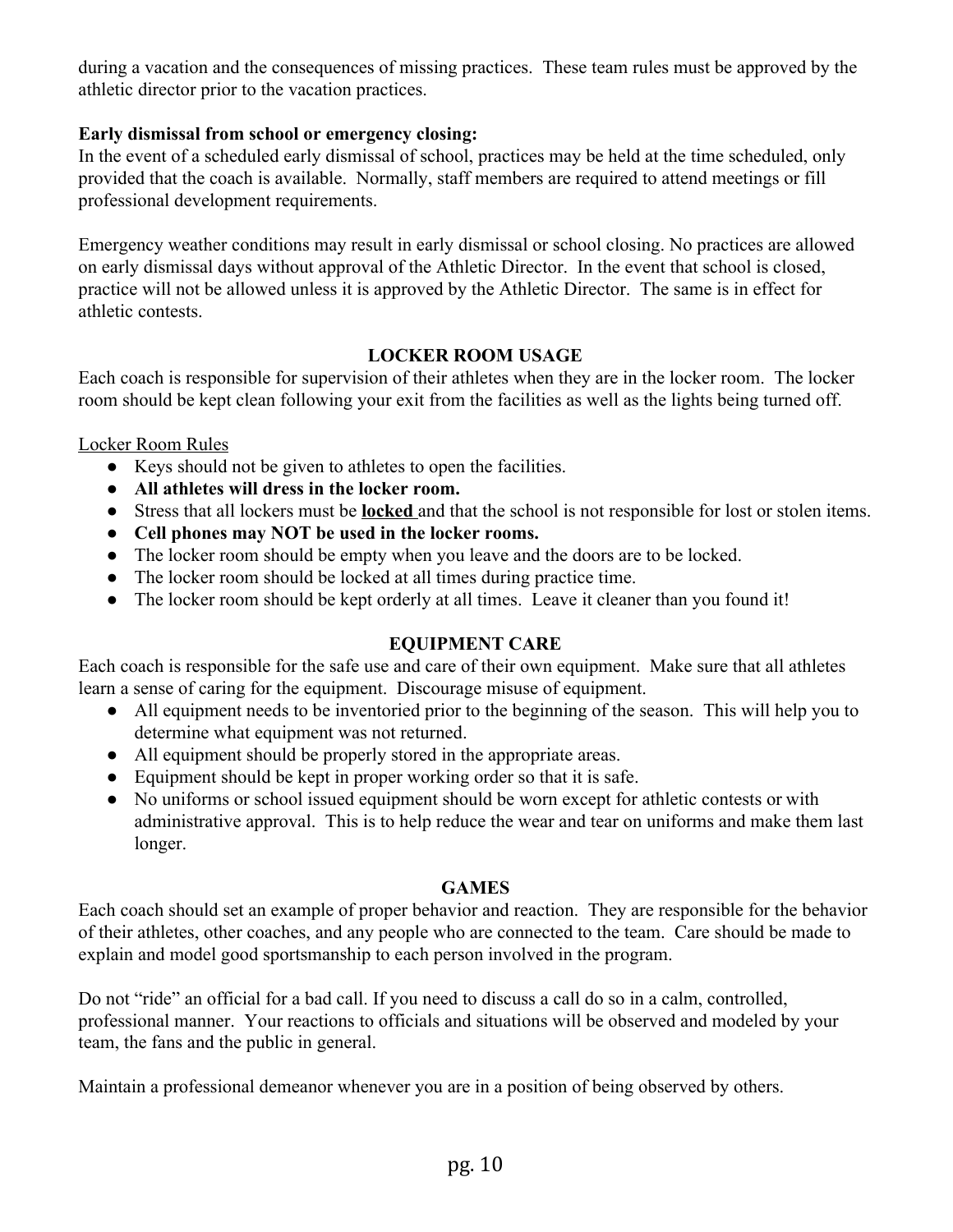during a vacation and the consequences of missing practices. These team rules must be approved by the athletic director prior to the vacation practices.

**Early dismissal from school or emergency closing:**
In the event of a scheduled early dismissal of school, practices may be held at the time scheduled, only provided that the coach is available. Normally, staff members are required to attend meetings or fill professional development requirements.

Emergency weather conditions may result in early dismissal or school closing. No practices are allowed on early dismissal days without approval of the Athletic Director. In the event that school is closed, practice will not be allowed unless it is approved by the Athletic Director. The same is in effect for athletic contests.

## LOCKER ROOM USAGE

Each coach is responsible for supervision of their athletes when they are in the locker room. The locker room should be kept clean following your exit from the facilities as well as the lights being turned off.

<u>Locker Room Rules</u>

- Keys should not be given to athletes to open the facilities.
- **All athletes will dress in the locker room.**
- Stress that all lockers must be **<u>locked</u>** and that the school is not responsible for lost or stolen items.
- **Cell phones may NOT be used in the locker rooms.**
- The locker room should be empty when you leave and the doors are to be locked.
- The locker room should be locked at all times during practice time.
- The locker room should be kept orderly at all times. Leave it cleaner than you found it!

## EQUIPMENT CARE

Each coach is responsible for the safe use and care of their own equipment. Make sure that all athletes learn a sense of caring for the equipment. Discourage misuse of equipment.

- All equipment needs to be inventoried prior to the beginning of the season. This will help you to determine what equipment was not returned.
- All equipment should be properly stored in the appropriate areas.
- Equipment should be kept in proper working order so that it is safe.
- No uniforms or school issued equipment should be worn except for athletic contests or with administrative approval. This is to help reduce the wear and tear on uniforms and make them last longer.

## GAMES

Each coach should set an example of proper behavior and reaction. They are responsible for the behavior of their athletes, other coaches, and any people who are connected to the team. Care should be made to explain and model good sportsmanship to each person involved in the program.

Do not "ride" an official for a bad call. If you need to discuss a call do so in a calm, controlled, professional manner. Your reactions to officials and situations will be observed and modeled by your team, the fans and the public in general.

Maintain a professional demeanor whenever you are in a position of being observed by others.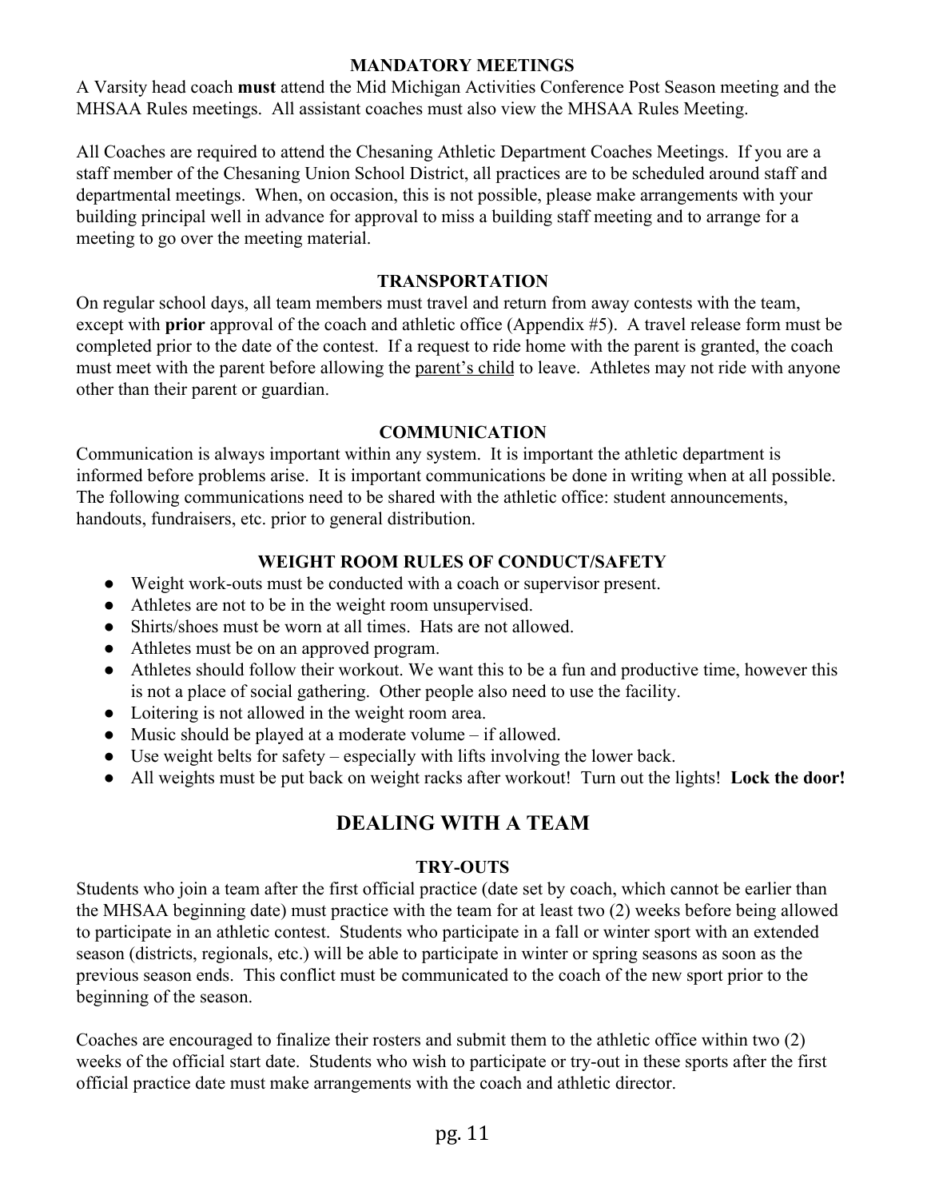### MANDATORY MEETINGS

A Varsity head coach **must** attend the Mid Michigan Activities Conference Post Season meeting and the MHSAA Rules meetings. All assistant coaches must also view the MHSAA Rules Meeting.

All Coaches are required to attend the Chesaning Athletic Department Coaches Meetings. If you are a staff member of the Chesaning Union School District, all practices are to be scheduled around staff and departmental meetings. When, on occasion, this is not possible, please make arrangements with your building principal well in advance for approval to miss a building staff meeting and to arrange for a meeting to go over the meeting material.

### TRANSPORTATION

On regular school days, all team members must travel and return from away contests with the team, except with **prior** approval of the coach and athletic office (Appendix #5). A travel release form must be completed prior to the date of the contest. If a request to ride home with the parent is granted, the coach must meet with the parent before allowing the <u>parent's child</u> to leave. Athletes may not ride with anyone other than their parent or guardian.

### COMMUNICATION

Communication is always important within any system. It is important the athletic department is informed before problems arise. It is important communications be done in writing when at all possible. The following communications need to be shared with the athletic office: student announcements, handouts, fundraisers, etc. prior to general distribution.

### WEIGHT ROOM RULES OF CONDUCT/SAFETY

- Weight work-outs must be conducted with a coach or supervisor present.
- Athletes are not to be in the weight room unsupervised.
- Shirts/shoes must be worn at all times. Hats are not allowed.
- Athletes must be on an approved program.
- Athletes should follow their workout. We want this to be a fun and productive time, however this is not a place of social gathering. Other people also need to use the facility.
- Loitering is not allowed in the weight room area.
- Music should be played at a moderate volume – if allowed.
- Use weight belts for safety – especially with lifts involving the lower back.
- All weights must be put back on weight racks after workout! Turn out the lights! **Lock the door!**

## DEALING WITH A TEAM

### TRY-OUTS

Students who join a team after the first official practice (date set by coach, which cannot be earlier than the MHSAA beginning date) must practice with the team for at least two (2) weeks before being allowed to participate in an athletic contest. Students who participate in a fall or winter sport with an extended season (districts, regionals, etc.) will be able to participate in winter or spring seasons as soon as the previous season ends. This conflict must be communicated to the coach of the new sport prior to the beginning of the season.

Coaches are encouraged to finalize their rosters and submit them to the athletic office within two (2) weeks of the official start date. Students who wish to participate or try-out in these sports after the first official practice date must make arrangements with the coach and athletic director.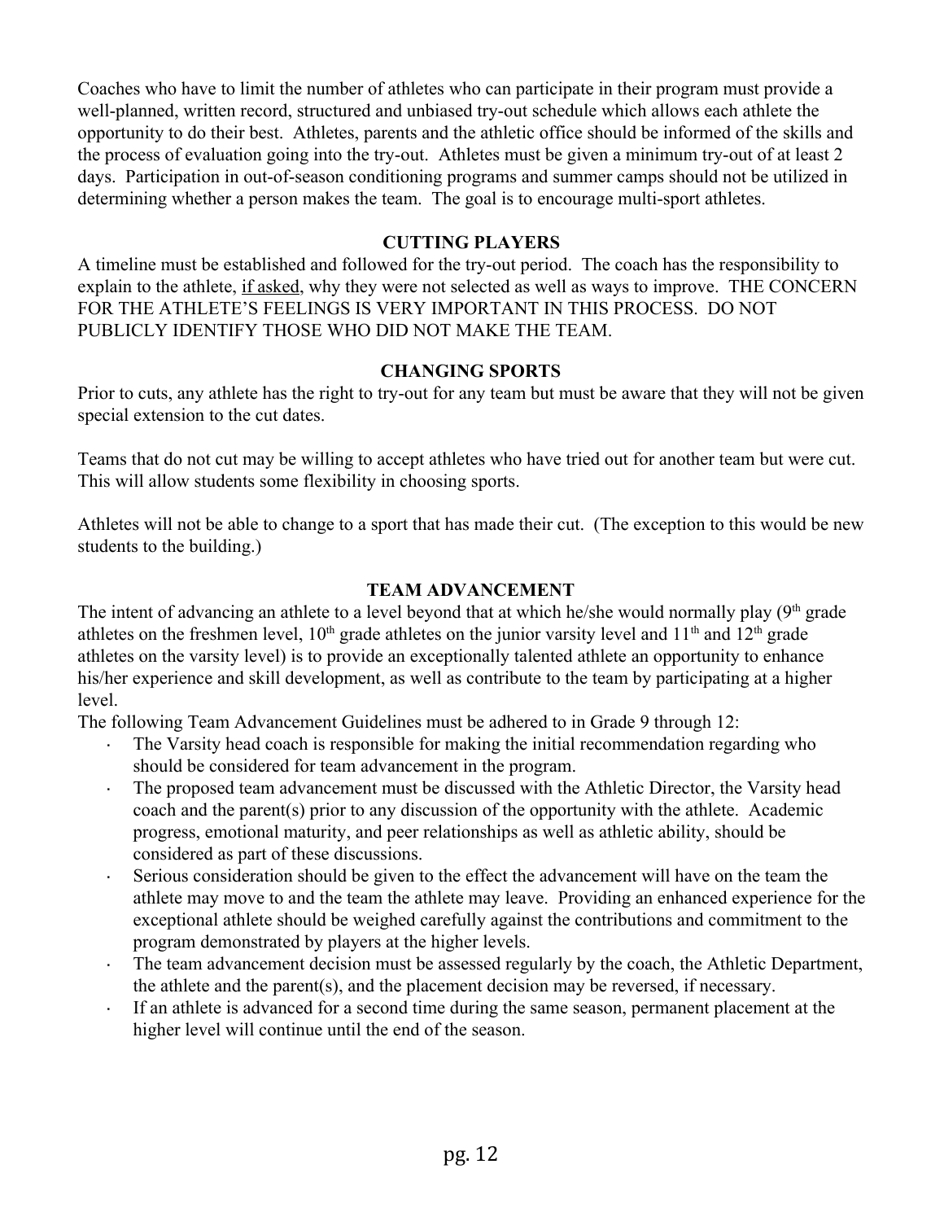Coaches who have to limit the number of athletes who can participate in their program must provide a well-planned, written record, structured and unbiased try-out schedule which allows each athlete the opportunity to do their best. Athletes, parents and the athletic office should be informed of the skills and the process of evaluation going into the try-out. Athletes must be given a minimum try-out of at least 2 days. Participation in out-of-season conditioning programs and summer camps should not be utilized in determining whether a person makes the team. The goal is to encourage multi-sport athletes.

### CUTTING PLAYERS

A timeline must be established and followed for the try-out period. The coach has the responsibility to explain to the athlete, <u>if asked</u>, why they were not selected as well as ways to improve. THE CONCERN FOR THE ATHLETE'S FEELINGS IS VERY IMPORTANT IN THIS PROCESS. DO NOT PUBLICLY IDENTIFY THOSE WHO DID NOT MAKE THE TEAM.

### CHANGING SPORTS

Prior to cuts, any athlete has the right to try-out for any team but must be aware that they will not be given special extension to the cut dates.

Teams that do not cut may be willing to accept athletes who have tried out for another team but were cut. This will allow students some flexibility in choosing sports.

Athletes will not be able to change to a sport that has made their cut. (The exception to this would be new students to the building.)

### TEAM ADVANCEMENT

The intent of advancing an athlete to a level beyond that at which he/she would normally play (9th grade athletes on the freshmen level, 10th grade athletes on the junior varsity level and 11th and 12th grade athletes on the varsity level) is to provide an exceptionally talented athlete an opportunity to enhance his/her experience and skill development, as well as contribute to the team by participating at a higher level.

The following Team Advancement Guidelines must be adhered to in Grade 9 through 12:

- The Varsity head coach is responsible for making the initial recommendation regarding who should be considered for team advancement in the program.
- The proposed team advancement must be discussed with the Athletic Director, the Varsity head coach and the parent(s) prior to any discussion of the opportunity with the athlete. Academic progress, emotional maturity, and peer relationships as well as athletic ability, should be considered as part of these discussions.
- Serious consideration should be given to the effect the advancement will have on the team the athlete may move to and the team the athlete may leave. Providing an enhanced experience for the exceptional athlete should be weighed carefully against the contributions and commitment to the program demonstrated by players at the higher levels.
- The team advancement decision must be assessed regularly by the coach, the Athletic Department, the athlete and the parent(s), and the placement decision may be reversed, if necessary.
- If an athlete is advanced for a second time during the same season, permanent placement at the higher level will continue until the end of the season.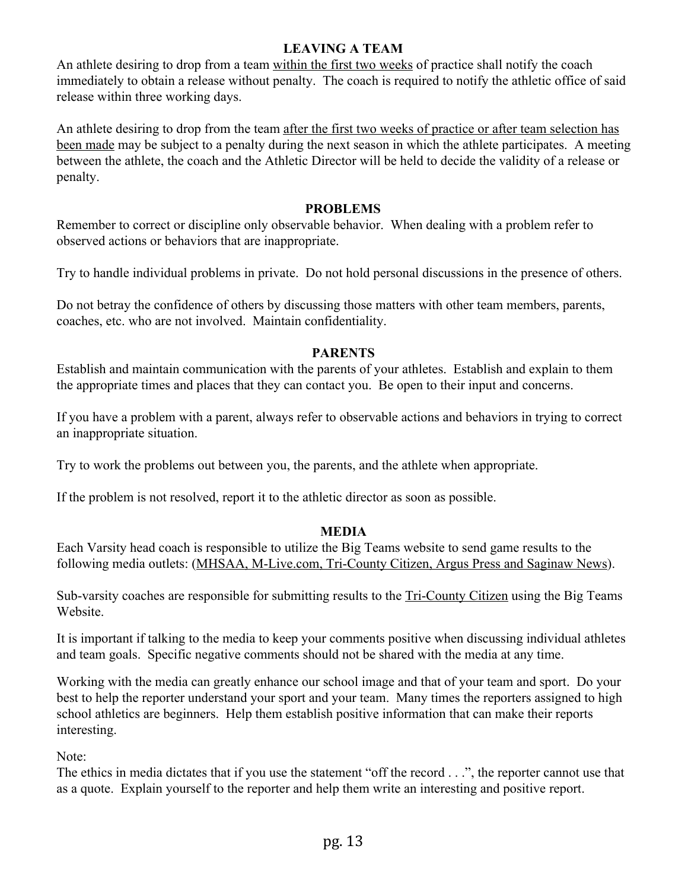## LEAVING A TEAM

An athlete desiring to drop from a team <u>within the first two weeks</u> of practice shall notify the coach immediately to obtain a release without penalty. The coach is required to notify the athletic office of said release within three working days.

An athlete desiring to drop from the team <u>after the first two weeks of practice or after team selection has been made</u> may be subject to a penalty during the next season in which the athlete participates. A meeting between the athlete, the coach and the Athletic Director will be held to decide the validity of a release or penalty.

## PROBLEMS

Remember to correct or discipline only observable behavior. When dealing with a problem refer to observed actions or behaviors that are inappropriate.

Try to handle individual problems in private. Do not hold personal discussions in the presence of others.

Do not betray the confidence of others by discussing those matters with other team members, parents, coaches, etc. who are not involved. Maintain confidentiality.

## PARENTS

Establish and maintain communication with the parents of your athletes. Establish and explain to them the appropriate times and places that they can contact you. Be open to their input and concerns.

If you have a problem with a parent, always refer to observable actions and behaviors in trying to correct an inappropriate situation.

Try to work the problems out between you, the parents, and the athlete when appropriate.

If the problem is not resolved, report it to the athletic director as soon as possible.

## MEDIA

Each Varsity head coach is responsible to utilize the Big Teams website to send game results to the following media outlets: (<u>MHSAA, M-Live.com, Tri-County Citizen, Argus Press and Saginaw News</u>).

Sub-varsity coaches are responsible for submitting results to the <u>Tri-County Citizen</u> using the Big Teams Website.

It is important if talking to the media to keep your comments positive when discussing individual athletes and team goals. Specific negative comments should not be shared with the media at any time.

Working with the media can greatly enhance our school image and that of your team and sport. Do your best to help the reporter understand your sport and your team. Many times the reporters assigned to high school athletics are beginners. Help them establish positive information that can make their reports interesting.

Note:
The ethics in media dictates that if you use the statement "off the record . . .", the reporter cannot use that as a quote. Explain yourself to the reporter and help them write an interesting and positive report.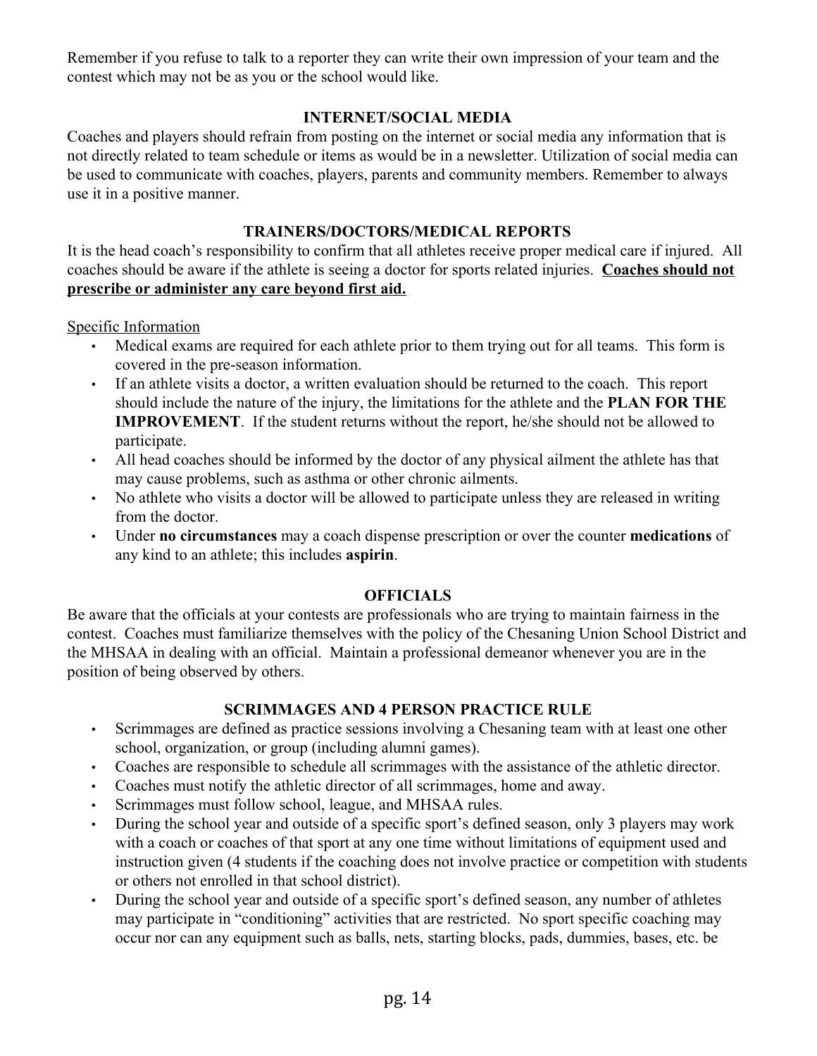Remember if you refuse to talk to a reporter they can write their own impression of your team and the contest which may not be as you or the school would like.

## INTERNET/SOCIAL MEDIA

Coaches and players should refrain from posting on the internet or social media any information that is not directly related to team schedule or items as would be in a newsletter. Utilization of social media can be used to communicate with coaches, players, parents and community members. Remember to always use it in a positive manner.

## TRAINERS/DOCTORS/MEDICAL REPORTS

It is the head coach's responsibility to confirm that all athletes receive proper medical care if injured. All coaches should be aware if the athlete is seeing a doctor for sports related injuries. <u>**Coaches should not prescribe or administer any care beyond first aid.**</u>

<u>Specific Information</u>

- Medical exams are required for each athlete prior to them trying out for all teams. This form is covered in the pre-season information.
- If an athlete visits a doctor, a written evaluation should be returned to the coach. This report should include the nature of the injury, the limitations for the athlete and the **PLAN FOR THE IMPROVEMENT**. If the student returns without the report, he/she should not be allowed to participate.
- All head coaches should be informed by the doctor of any physical ailment the athlete has that may cause problems, such as asthma or other chronic ailments.
- No athlete who visits a doctor will be allowed to participate unless they are released in writing from the doctor.
- Under **no circumstances** may a coach dispense prescription or over the counter **medications** of any kind to an athlete; this includes **aspirin**.

## OFFICIALS

Be aware that the officials at your contests are professionals who are trying to maintain fairness in the contest. Coaches must familiarize themselves with the policy of the Chesaning Union School District and the MHSAA in dealing with an official. Maintain a professional demeanor whenever you are in the position of being observed by others.

## SCRIMMAGES AND 4 PERSON PRACTICE RULE

- Scrimmages are defined as practice sessions involving a Chesaning team with at least one other school, organization, or group (including alumni games).
- Coaches are responsible to schedule all scrimmages with the assistance of the athletic director.
- Coaches must notify the athletic director of all scrimmages, home and away.
- Scrimmages must follow school, league, and MHSAA rules.
- During the school year and outside of a specific sport's defined season, only 3 players may work with a coach or coaches of that sport at any one time without limitations of equipment used and instruction given (4 students if the coaching does not involve practice or competition with students or others not enrolled in that school district).
- During the school year and outside of a specific sport's defined season, any number of athletes may participate in "conditioning" activities that are restricted. No sport specific coaching may occur nor can any equipment such as balls, nets, starting blocks, pads, dummies, bases, etc. be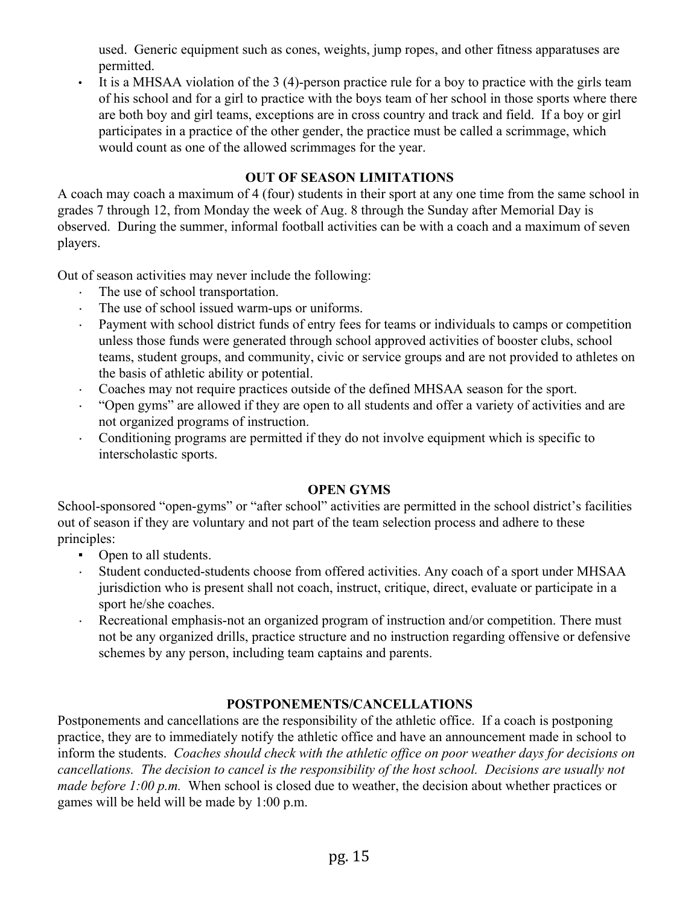used. Generic equipment such as cones, weights, jump ropes, and other fitness apparatuses are permitted.

- It is a MHSAA violation of the 3 (4)-person practice rule for a boy to practice with the girls team of his school and for a girl to practice with the boys team of her school in those sports where there are both boy and girl teams, exceptions are in cross country and track and field. If a boy or girl participates in a practice of the other gender, the practice must be called a scrimmage, which would count as one of the allowed scrimmages for the year.

## OUT OF SEASON LIMITATIONS

A coach may coach a maximum of 4 (four) students in their sport at any one time from the same school in grades 7 through 12, from Monday the week of Aug. 8 through the Sunday after Memorial Day is observed. During the summer, informal football activities can be with a coach and a maximum of seven players.

Out of season activities may never include the following:

- The use of school transportation.
- The use of school issued warm-ups or uniforms.
- Payment with school district funds of entry fees for teams or individuals to camps or competition unless those funds were generated through school approved activities of booster clubs, school teams, student groups, and community, civic or service groups and are not provided to athletes on the basis of athletic ability or potential.
- Coaches may not require practices outside of the defined MHSAA season for the sport.
- "Open gyms" are allowed if they are open to all students and offer a variety of activities and are not organized programs of instruction.
- Conditioning programs are permitted if they do not involve equipment which is specific to interscholastic sports.

## OPEN GYMS

School-sponsored "open-gyms" or "after school" activities are permitted in the school district's facilities out of season if they are voluntary and not part of the team selection process and adhere to these principles:

- Open to all students.
- Student conducted-students choose from offered activities. Any coach of a sport under MHSAA jurisdiction who is present shall not coach, instruct, critique, direct, evaluate or participate in a sport he/she coaches.
- Recreational emphasis-not an organized program of instruction and/or competition. There must not be any organized drills, practice structure and no instruction regarding offensive or defensive schemes by any person, including team captains and parents.

## POSTPONEMENTS/CANCELLATIONS

Postponements and cancellations are the responsibility of the athletic office. If a coach is postponing practice, they are to immediately notify the athletic office and have an announcement made in school to inform the students. *Coaches should check with the athletic office on poor weather days for decisions on cancellations. The decision to cancel is the responsibility of the host school. Decisions are usually not made before 1:00 p.m.* When school is closed due to weather, the decision about whether practices or games will be held will be made by 1:00 p.m.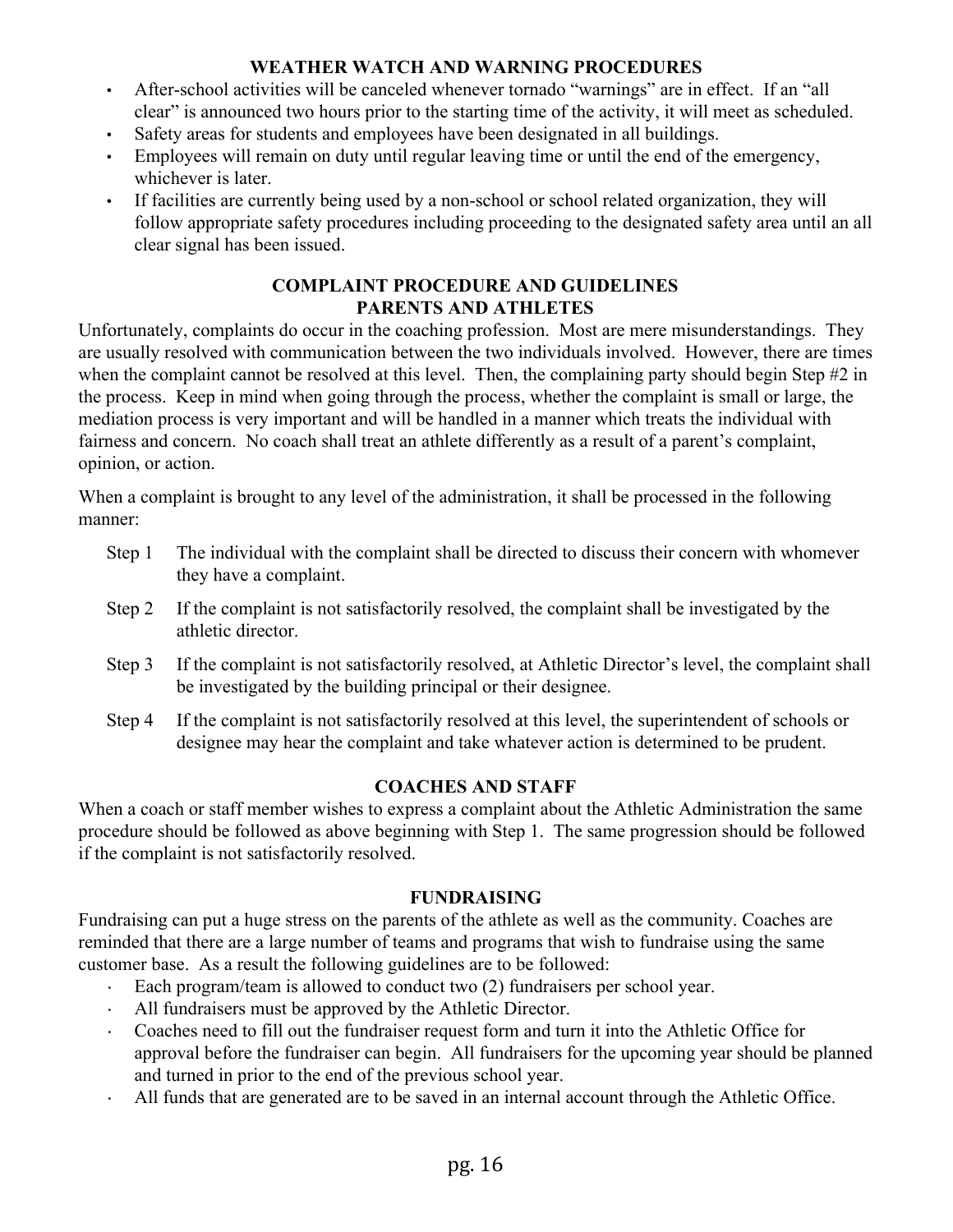## WEATHER WATCH AND WARNING PROCEDURES

- After-school activities will be canceled whenever tornado "warnings" are in effect. If an "all clear" is announced two hours prior to the starting time of the activity, it will meet as scheduled.
- Safety areas for students and employees have been designated in all buildings.
- Employees will remain on duty until regular leaving time or until the end of the emergency, whichever is later.
- If facilities are currently being used by a non-school or school related organization, they will follow appropriate safety procedures including proceeding to the designated safety area until an all clear signal has been issued.

## COMPLAINT PROCEDURE AND GUIDELINES
## PARENTS AND ATHLETES

Unfortunately, complaints do occur in the coaching profession. Most are mere misunderstandings. They are usually resolved with communication between the two individuals involved. However, there are times when the complaint cannot be resolved at this level. Then, the complaining party should begin Step #2 in the process. Keep in mind when going through the process, whether the complaint is small or large, the mediation process is very important and will be handled in a manner which treats the individual with fairness and concern. No coach shall treat an athlete differently as a result of a parent's complaint, opinion, or action.

When a complaint is brought to any level of the administration, it shall be processed in the following manner:

Step 1 The individual with the complaint shall be directed to discuss their concern with whomever they have a complaint.

Step 2 If the complaint is not satisfactorily resolved, the complaint shall be investigated by the athletic director.

Step 3 If the complaint is not satisfactorily resolved, at Athletic Director's level, the complaint shall be investigated by the building principal or their designee.

Step 4 If the complaint is not satisfactorily resolved at this level, the superintendent of schools or designee may hear the complaint and take whatever action is determined to be prudent.

## COACHES AND STAFF

When a coach or staff member wishes to express a complaint about the Athletic Administration the same procedure should be followed as above beginning with Step 1. The same progression should be followed if the complaint is not satisfactorily resolved.

## FUNDRAISING

Fundraising can put a huge stress on the parents of the athlete as well as the community. Coaches are reminded that there are a large number of teams and programs that wish to fundraise using the same customer base. As a result the following guidelines are to be followed:

- Each program/team is allowed to conduct two (2) fundraisers per school year.
- All fundraisers must be approved by the Athletic Director.
- Coaches need to fill out the fundraiser request form and turn it into the Athletic Office for approval before the fundraiser can begin. All fundraisers for the upcoming year should be planned and turned in prior to the end of the previous school year.
- All funds that are generated are to be saved in an internal account through the Athletic Office.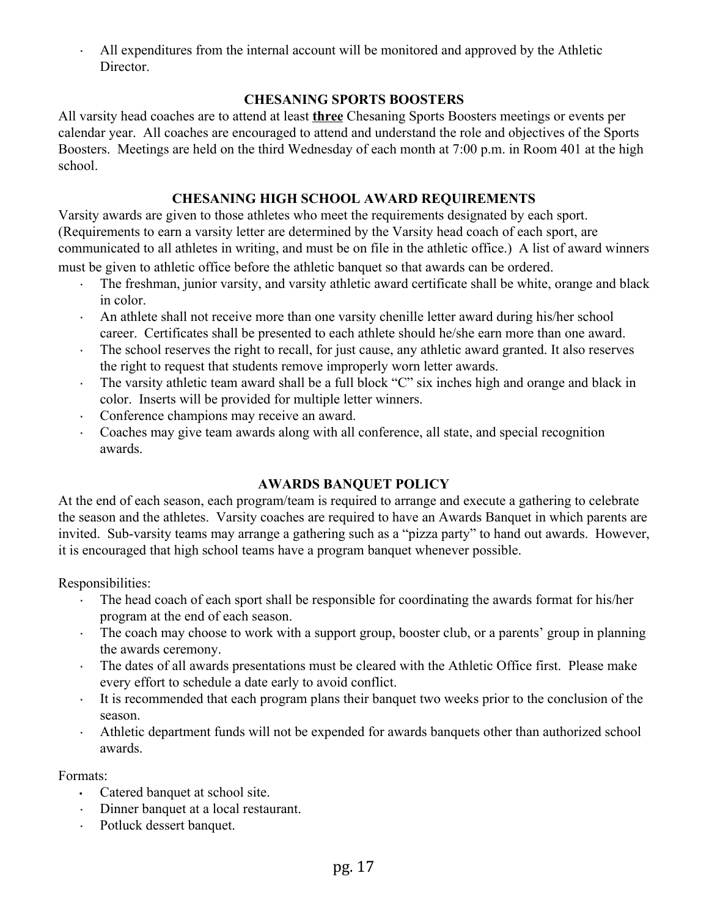- All expenditures from the internal account will be monitored and approved by the Athletic Director.

## CHESANING SPORTS BOOSTERS

All varsity head coaches are to attend at least **<u>three</u>** Chesaning Sports Boosters meetings or events per calendar year. All coaches are encouraged to attend and understand the role and objectives of the Sports Boosters. Meetings are held on the third Wednesday of each month at 7:00 p.m. in Room 401 at the high school.

## CHESANING HIGH SCHOOL AWARD REQUIREMENTS

Varsity awards are given to those athletes who meet the requirements designated by each sport. (Requirements to earn a varsity letter are determined by the Varsity head coach of each sport, are communicated to all athletes in writing, and must be on file in the athletic office.) A list of award winners must be given to athletic office before the athletic banquet so that awards can be ordered.

- The freshman, junior varsity, and varsity athletic award certificate shall be white, orange and black in color.
- An athlete shall not receive more than one varsity chenille letter award during his/her school career. Certificates shall be presented to each athlete should he/she earn more than one award.
- The school reserves the right to recall, for just cause, any athletic award granted. It also reserves the right to request that students remove improperly worn letter awards.
- The varsity athletic team award shall be a full block "C" six inches high and orange and black in color. Inserts will be provided for multiple letter winners.
- Conference champions may receive an award.
- Coaches may give team awards along with all conference, all state, and special recognition awards.

## AWARDS BANQUET POLICY

At the end of each season, each program/team is required to arrange and execute a gathering to celebrate the season and the athletes. Varsity coaches are required to have an Awards Banquet in which parents are invited. Sub-varsity teams may arrange a gathering such as a "pizza party" to hand out awards. However, it is encouraged that high school teams have a program banquet whenever possible.

Responsibilities:

- The head coach of each sport shall be responsible for coordinating the awards format for his/her program at the end of each season.
- The coach may choose to work with a support group, booster club, or a parents' group in planning the awards ceremony.
- The dates of all awards presentations must be cleared with the Athletic Office first. Please make every effort to schedule a date early to avoid conflict.
- It is recommended that each program plans their banquet two weeks prior to the conclusion of the season.
- Athletic department funds will not be expended for awards banquets other than authorized school awards.

Formats:

- Catered banquet at school site.
- Dinner banquet at a local restaurant.
- Potluck dessert banquet.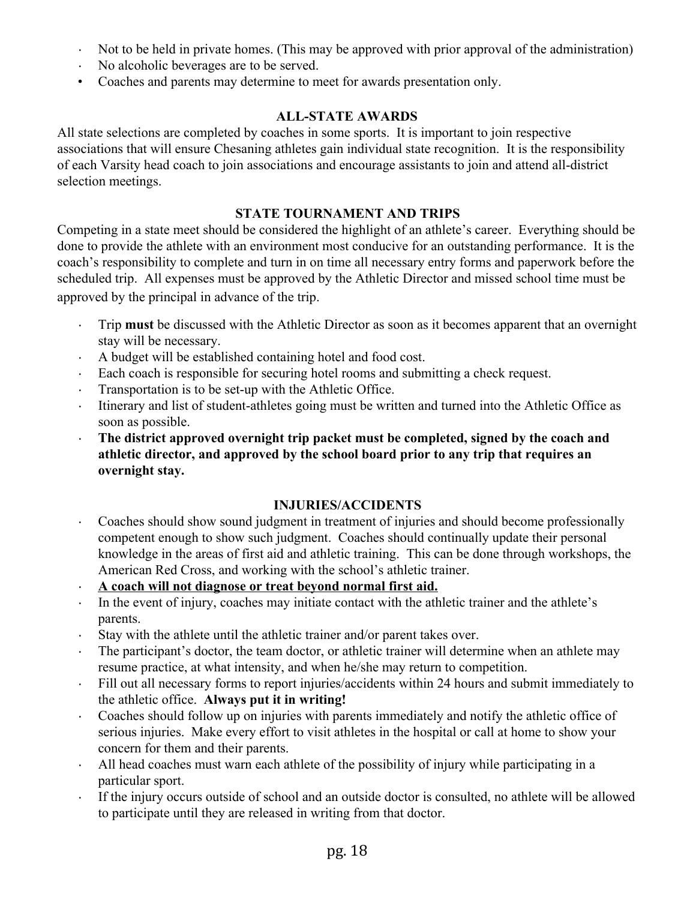- Not to be held in private homes. (This may be approved with prior approval of the administration)
- No alcoholic beverages are to be served.
- Coaches and parents may determine to meet for awards presentation only.

## ALL-STATE AWARDS

All state selections are completed by coaches in some sports. It is important to join respective associations that will ensure Chesaning athletes gain individual state recognition. It is the responsibility of each Varsity head coach to join associations and encourage assistants to join and attend all-district selection meetings.

## STATE TOURNAMENT AND TRIPS

Competing in a state meet should be considered the highlight of an athlete's career. Everything should be done to provide the athlete with an environment most conducive for an outstanding performance. It is the coach's responsibility to complete and turn in on time all necessary entry forms and paperwork before the scheduled trip. All expenses must be approved by the Athletic Director and missed school time must be approved by the principal in advance of the trip.

- Trip **must** be discussed with the Athletic Director as soon as it becomes apparent that an overnight stay will be necessary.
- A budget will be established containing hotel and food cost.
- Each coach is responsible for securing hotel rooms and submitting a check request.
- Transportation is to be set-up with the Athletic Office.
- Itinerary and list of student-athletes going must be written and turned into the Athletic Office as soon as possible.
- **The district approved overnight trip packet must be completed, signed by the coach and athletic director, and approved by the school board prior to any trip that requires an overnight stay.**

## INJURIES/ACCIDENTS

- Coaches should show sound judgment in treatment of injuries and should become professionally competent enough to show such judgment. Coaches should continually update their personal knowledge in the areas of first aid and athletic training. This can be done through workshops, the American Red Cross, and working with the school's athletic trainer.
- **<u>A coach will not diagnose or treat beyond normal first aid.</u>**
- In the event of injury, coaches may initiate contact with the athletic trainer and the athlete's parents.
- Stay with the athlete until the athletic trainer and/or parent takes over.
- The participant's doctor, the team doctor, or athletic trainer will determine when an athlete may resume practice, at what intensity, and when he/she may return to competition.
- Fill out all necessary forms to report injuries/accidents within 24 hours and submit immediately to the athletic office. **Always put it in writing!**
- Coaches should follow up on injuries with parents immediately and notify the athletic office of serious injuries. Make every effort to visit athletes in the hospital or call at home to show your concern for them and their parents.
- All head coaches must warn each athlete of the possibility of injury while participating in a particular sport.
- If the injury occurs outside of school and an outside doctor is consulted, no athlete will be allowed to participate until they are released in writing from that doctor.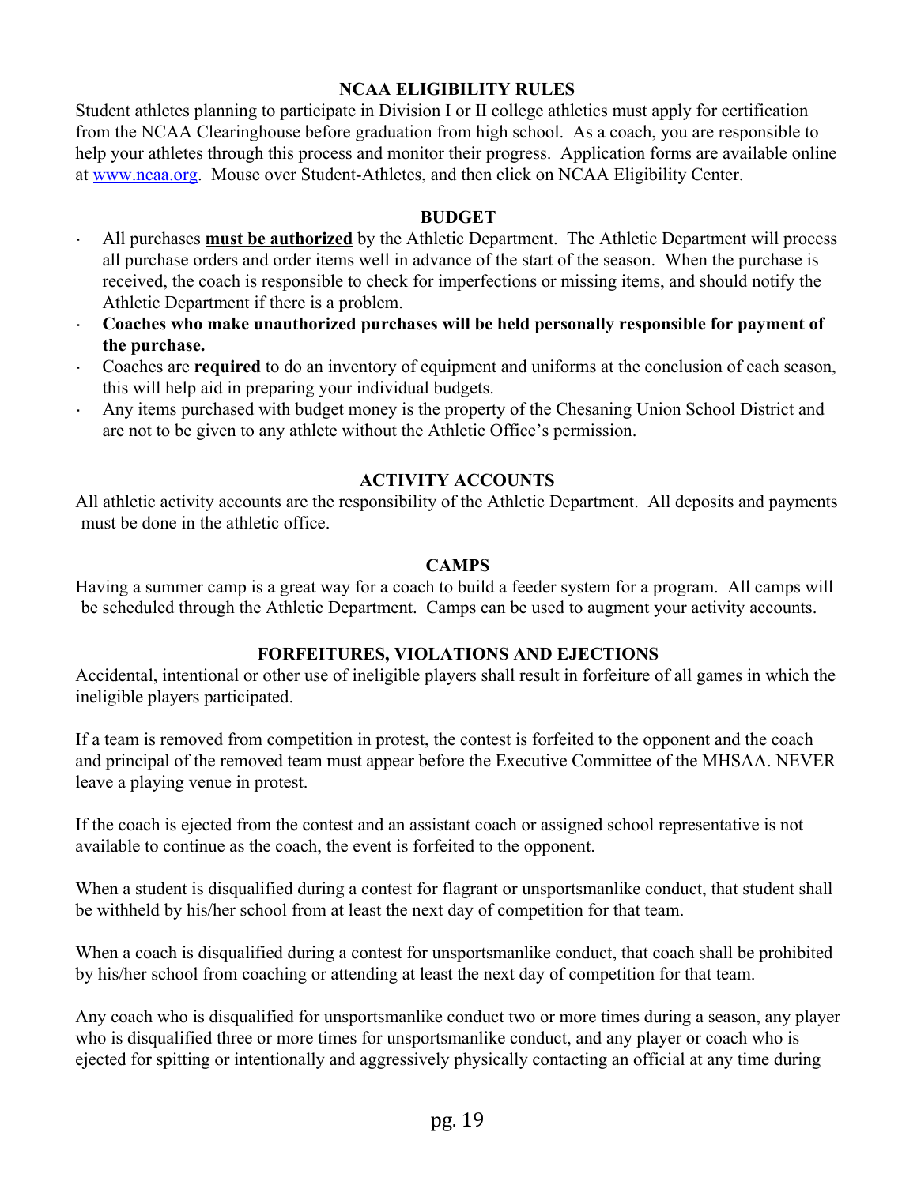## NCAA ELIGIBILITY RULES

Student athletes planning to participate in Division I or II college athletics must apply for certification from the NCAA Clearinghouse before graduation from high school. As a coach, you are responsible to help your athletes through this process and monitor their progress. Application forms are available online at [www.ncaa.org](http://www.ncaa.org). Mouse over Student-Athletes, and then click on NCAA Eligibility Center.

## BUDGET

- All purchases **must be authorized** by the Athletic Department. The Athletic Department will process all purchase orders and order items well in advance of the start of the season. When the purchase is received, the coach is responsible to check for imperfections or missing items, and should notify the Athletic Department if there is a problem.
- **Coaches who make unauthorized purchases will be held personally responsible for payment of the purchase.**
- Coaches are **required** to do an inventory of equipment and uniforms at the conclusion of each season, this will help aid in preparing your individual budgets.
- Any items purchased with budget money is the property of the Chesaning Union School District and are not to be given to any athlete without the Athletic Office's permission.

## ACTIVITY ACCOUNTS

All athletic activity accounts are the responsibility of the Athletic Department. All deposits and payments must be done in the athletic office.

## CAMPS

Having a summer camp is a great way for a coach to build a feeder system for a program. All camps will be scheduled through the Athletic Department. Camps can be used to augment your activity accounts.

## FORFEITURES, VIOLATIONS AND EJECTIONS

Accidental, intentional or other use of ineligible players shall result in forfeiture of all games in which the ineligible players participated.

If a team is removed from competition in protest, the contest is forfeited to the opponent and the coach and principal of the removed team must appear before the Executive Committee of the MHSAA. NEVER leave a playing venue in protest.

If the coach is ejected from the contest and an assistant coach or assigned school representative is not available to continue as the coach, the event is forfeited to the opponent.

When a student is disqualified during a contest for flagrant or unsportsmanlike conduct, that student shall be withheld by his/her school from at least the next day of competition for that team.

When a coach is disqualified during a contest for unsportsmanlike conduct, that coach shall be prohibited by his/her school from coaching or attending at least the next day of competition for that team.

Any coach who is disqualified for unsportsmanlike conduct two or more times during a season, any player who is disqualified three or more times for unsportsmanlike conduct, and any player or coach who is ejected for spitting or intentionally and aggressively physically contacting an official at any time during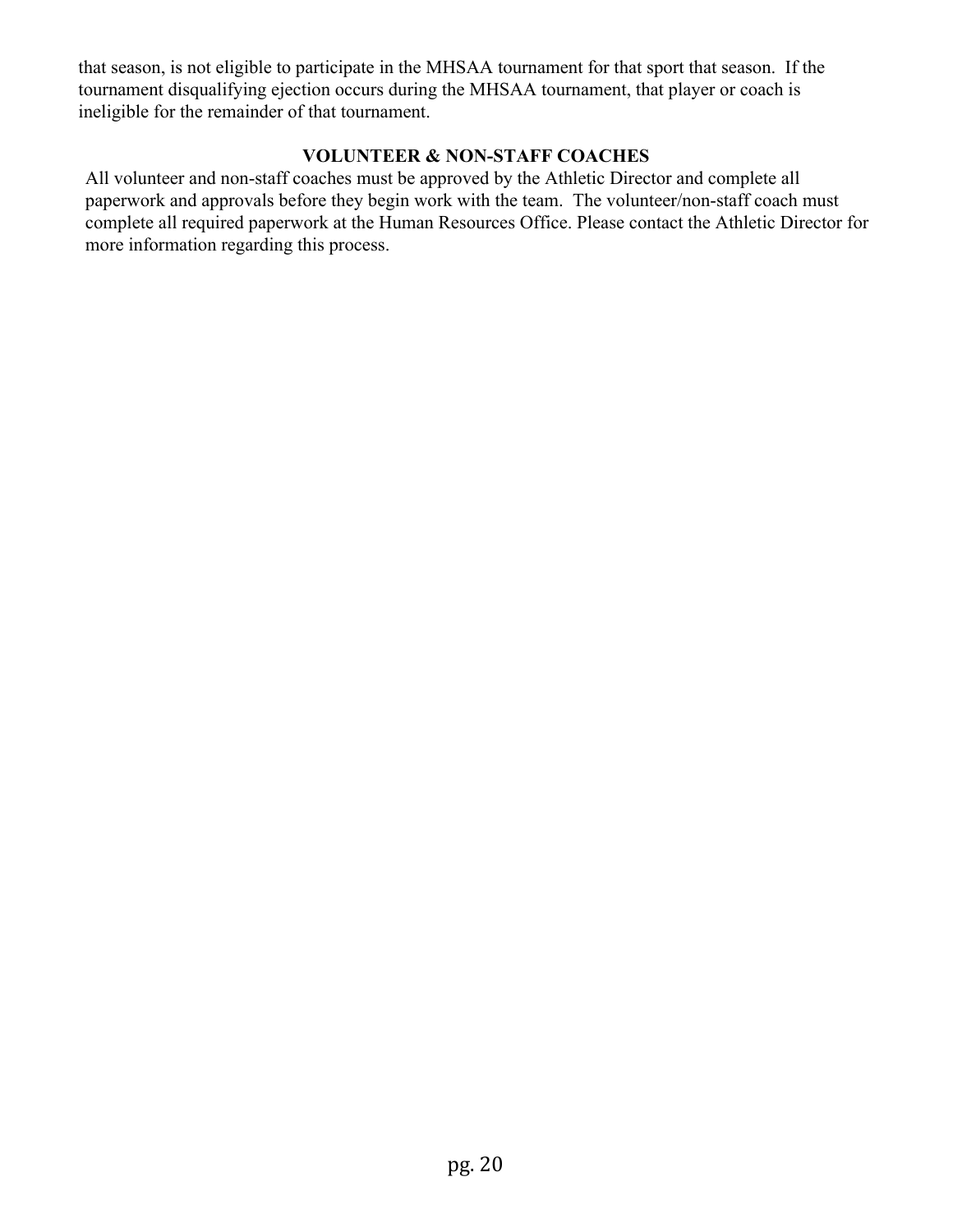that season, is not eligible to participate in the MHSAA tournament for that sport that season. If the tournament disqualifying ejection occurs during the MHSAA tournament, that player or coach is ineligible for the remainder of that tournament.

## VOLUNTEER & NON-STAFF COACHES

All volunteer and non-staff coaches must be approved by the Athletic Director and complete all paperwork and approvals before they begin work with the team. The volunteer/non-staff coach must complete all required paperwork at the Human Resources Office. Please contact the Athletic Director for more information regarding this process.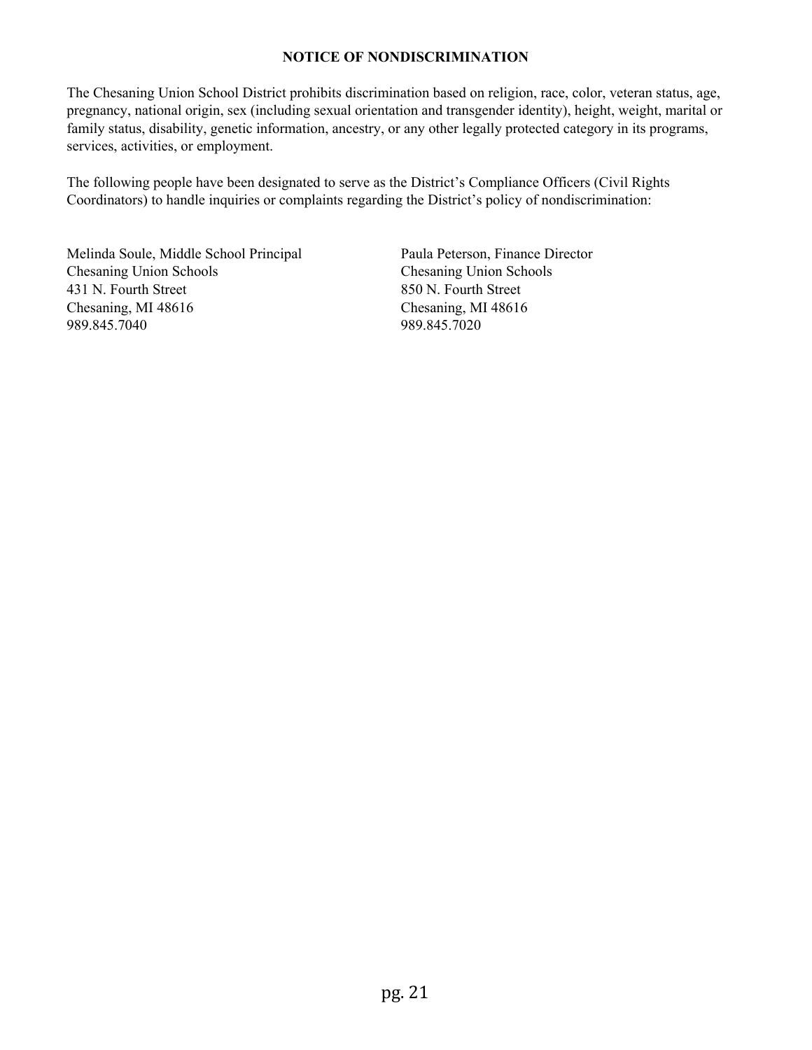# NOTICE OF NONDISCRIMINATION

The Chesaning Union School District prohibits discrimination based on religion, race, color, veteran status, age, pregnancy, national origin, sex (including sexual orientation and transgender identity), height, weight, marital or family status, disability, genetic information, ancestry, or any other legally protected category in its programs, services, activities, or employment.

The following people have been designated to serve as the District's Compliance Officers (Civil Rights Coordinators) to handle inquiries or complaints regarding the District's policy of nondiscrimination:

Melinda Soule, Middle School Principal
Chesaning Union Schools
431 N. Fourth Street
Chesaning, MI 48616
989.845.7040

Paula Peterson, Finance Director
Chesaning Union Schools
850 N. Fourth Street
Chesaning, MI 48616
989.845.7020